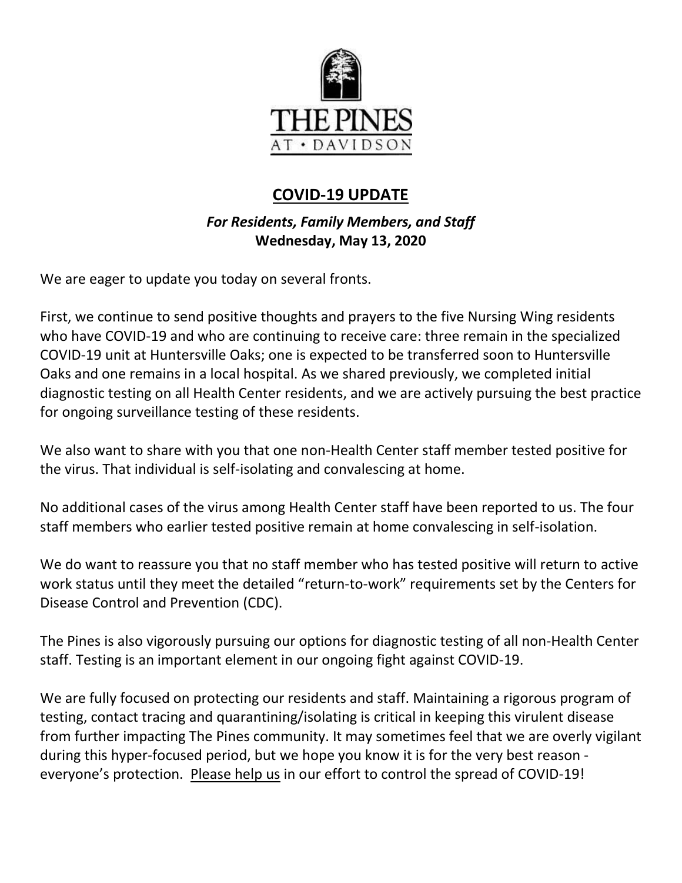THE PINES AT • DAVIDSON

# COVID-19 UPDATE

***For Residents, Family Members, and Staff***
**Wednesday, May 13, 2020**

We are eager to update you today on several fronts.

First, we continue to send positive thoughts and prayers to the five Nursing Wing residents who have COVID-19 and who are continuing to receive care: three remain in the specialized COVID-19 unit at Huntersville Oaks; one is expected to be transferred soon to Huntersville Oaks and one remains in a local hospital. As we shared previously, we completed initial diagnostic testing on all Health Center residents, and we are actively pursuing the best practice for ongoing surveillance testing of these residents.

We also want to share with you that one non-Health Center staff member tested positive for the virus. That individual is self-isolating and convalescing at home.

No additional cases of the virus among Health Center staff have been reported to us. The four staff members who earlier tested positive remain at home convalescing in self-isolation.

We do want to reassure you that no staff member who has tested positive will return to active work status until they meet the detailed "return-to-work" requirements set by the Centers for Disease Control and Prevention (CDC).

The Pines is also vigorously pursuing our options for diagnostic testing of all non-Health Center staff. Testing is an important element in our ongoing fight against COVID-19.

We are fully focused on protecting our residents and staff. Maintaining a rigorous program of testing, contact tracing and quarantining/isolating is critical in keeping this virulent disease from further impacting The Pines community. It may sometimes feel that we are overly vigilant during this hyper-focused period, but we hope you know it is for the very best reason - everyone's protection. <u>Please help us</u> in our effort to control the spread of COVID-19!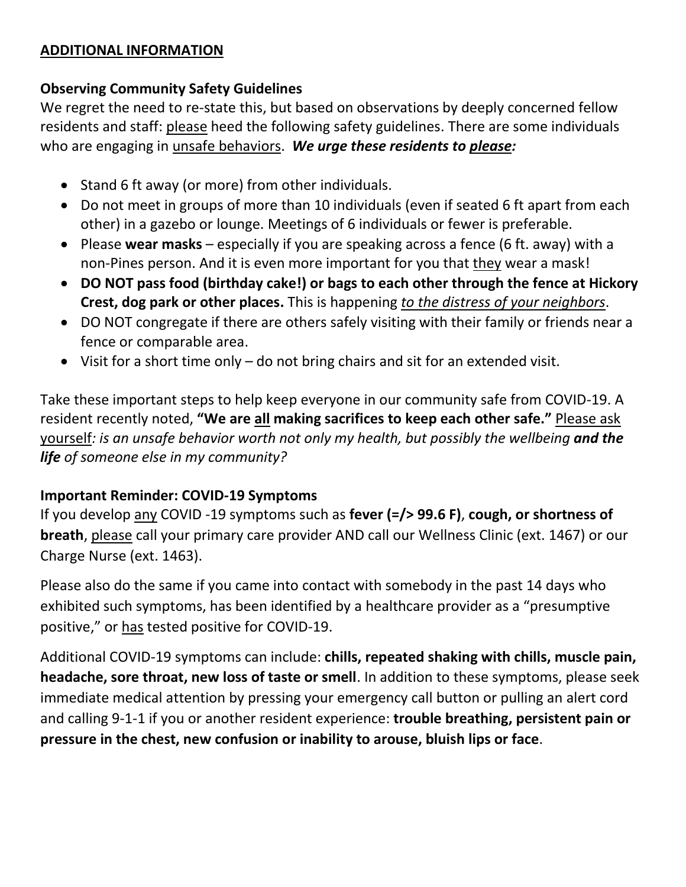## ADDITIONAL INFORMATION

### Observing Community Safety Guidelines

We regret the need to re-state this, but based on observations by deeply concerned fellow residents and staff: please heed the following safety guidelines. There are some individuals who are engaging in unsafe behaviors. ***We urge these residents to please:***

- Stand 6 ft away (or more) from other individuals.
- Do not meet in groups of more than 10 individuals (even if seated 6 ft apart from each other) in a gazebo or lounge. Meetings of 6 individuals or fewer is preferable.
- Please **wear masks** – especially if you are speaking across a fence (6 ft. away) with a non-Pines person. And it is even more important for you that they wear a mask!
- **DO NOT pass food (birthday cake!) or bags to each other through the fence at Hickory Crest, dog park or other places.** This is happening *to the distress of your neighbors*.
- DO NOT congregate if there are others safely visiting with their family or friends near a fence or comparable area.
- Visit for a short time only – do not bring chairs and sit for an extended visit.

Take these important steps to help keep everyone in our community safe from COVID-19. A resident recently noted, **"We are all making sacrifices to keep each other safe."** Please ask yourself*: is an unsafe behavior worth not only my health, but possibly the wellbeing* ***and the life*** *of someone else in my community?*

### Important Reminder: COVID-19 Symptoms

If you develop any COVID -19 symptoms such as **fever (=/> 99.6 F)**, **cough, or shortness of breath**, please call your primary care provider AND call our Wellness Clinic (ext. 1467) or our Charge Nurse (ext. 1463).

Please also do the same if you came into contact with somebody in the past 14 days who exhibited such symptoms, has been identified by a healthcare provider as a "presumptive positive," or has tested positive for COVID-19.

Additional COVID-19 symptoms can include: **chills, repeated shaking with chills, muscle pain, headache, sore throat, new loss of taste or smell**. In addition to these symptoms, please seek immediate medical attention by pressing your emergency call button or pulling an alert cord and calling 9-1-1 if you or another resident experience: **trouble breathing, persistent pain or pressure in the chest, new confusion or inability to arouse, bluish lips or face**.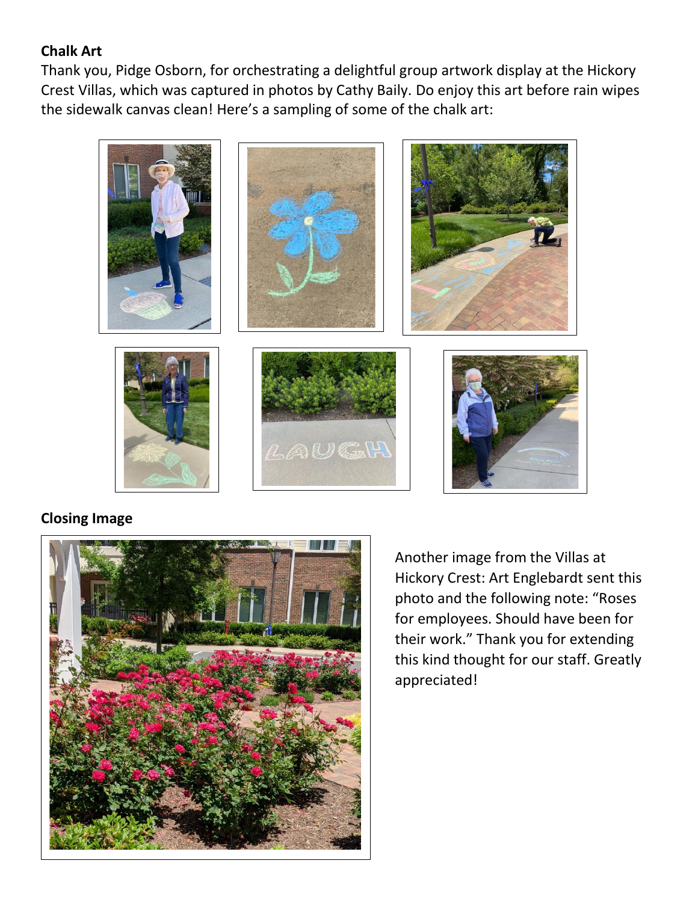**Chalk Art**

Thank you, Pidge Osborn, for orchestrating a delightful group artwork display at the Hickory Crest Villas, which was captured in photos by Cathy Baily. Do enjoy this art before rain wipes the sidewalk canvas clean! Here's a sampling of some of the chalk art:

**Closing Image**

Another image from the Villas at Hickory Crest: Art Englebardt sent this photo and the following note: "Roses for employees. Should have been for their work." Thank you for extending this kind thought for our staff. Greatly appreciated!